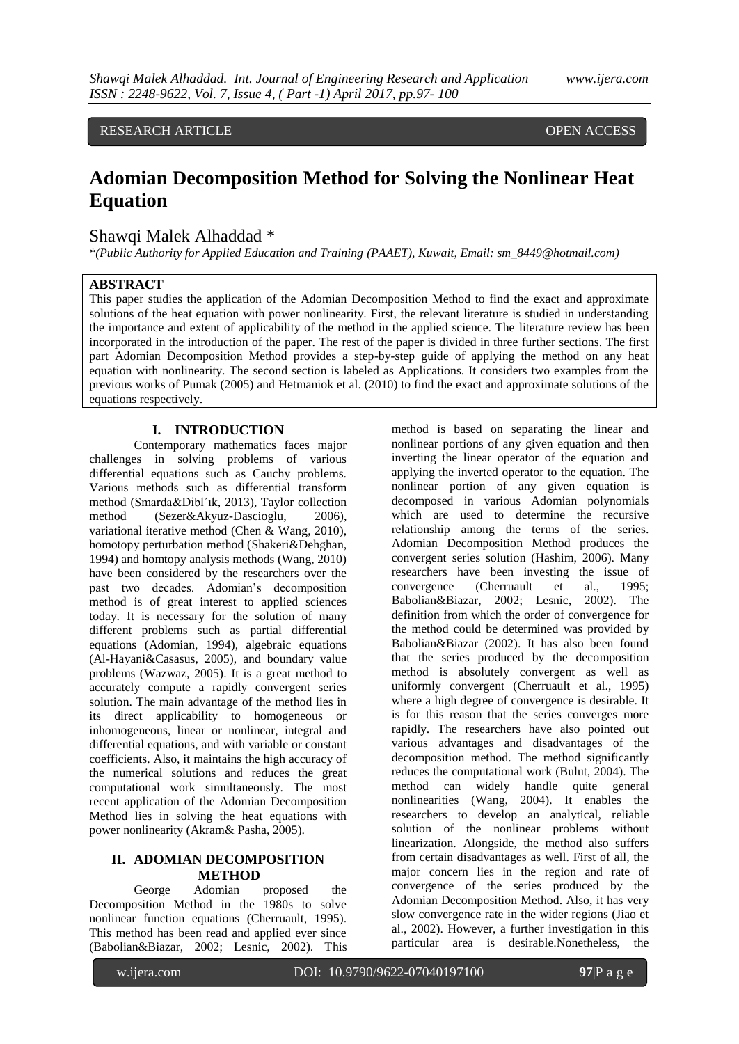RESEARCH ARTICLE OPEN ACCESS

# Adomian Decomposition Method for Solving the Nonlinear Heat Equation

Shawqi Malek Alhaddad *

*\*(Public Authority for Applied Education and Training (PAAET), Kuwait, Email: sm_8449@hotmail.com)*

## ABSTRACT

This paper studies the application of the Adomian Decomposition Method to find the exact and approximate solutions of the heat equation with power nonlinearity. First, the relevant literature is studied in understanding the importance and extent of applicability of the method in the applied science. The literature review has been incorporated in the introduction of the paper. The rest of the paper is divided in three further sections. The first part Adomian Decomposition Method provides a step-by-step guide of applying the method on any heat equation with nonlinearity. The second section is labeled as Applications. It considers two examples from the previous works of Pumak (2005) and Hetmaniok et al. (2010) to find the exact and approximate solutions of the equations respectively.

## I. INTRODUCTION

Contemporary mathematics faces major challenges in solving problems of various differential equations such as Cauchy problems. Various methods such as differential transform method (Smarda&Dibl´ık, 2013), Taylor collection method (Sezer&Akyuz-Dascioglu, 2006), variational iterative method (Chen & Wang, 2010), homotopy perturbation method (Shakeri&Dehghan, 1994) and homtopy analysis methods (Wang, 2010) have been considered by the researchers over the past two decades. Adomian's decomposition method is of great interest to applied sciences today. It is necessary for the solution of many different problems such as partial differential equations (Adomian, 1994), algebraic equations (Al-Hayani&Casasus, 2005), and boundary value problems (Wazwaz, 2005). It is a great method to accurately compute a rapidly convergent series solution. The main advantage of the method lies in its direct applicability to homogeneous or inhomogeneous, linear or nonlinear, integral and differential equations, and with variable or constant coefficients. Also, it maintains the high accuracy of the numerical solutions and reduces the great computational work simultaneously. The most recent application of the Adomian Decomposition Method lies in solving the heat equations with power nonlinearity (Akram& Pasha, 2005).

## II. ADOMIAN DECOMPOSITION METHOD

George Adomian proposed the Decomposition Method in the 1980s to solve nonlinear function equations (Cherruault, 1995). This method has been read and applied ever since (Babolian&Biazar, 2002; Lesnic, 2002). This method is based on separating the linear and nonlinear portions of any given equation and then inverting the linear operator of the equation and applying the inverted operator to the equation. The nonlinear portion of any given equation is decomposed in various Adomian polynomials which are used to determine the recursive relationship among the terms of the series. Adomian Decomposition Method produces the convergent series solution (Hashim, 2006). Many researchers have been investing the issue of convergence (Cherruault et al., 1995; Babolian&Biazar, 2002; Lesnic, 2002). The definition from which the order of convergence for the method could be determined was provided by Babolian&Biazar (2002). It has also been found that the series produced by the decomposition method is absolutely convergent as well as uniformly convergent (Cherruault et al., 1995) where a high degree of convergence is desirable. It is for this reason that the series converges more rapidly. The researchers have also pointed out various advantages and disadvantages of the decomposition method. The method significantly reduces the computational work (Bulut, 2004). The method can widely handle quite general nonlinearities (Wang, 2004). It enables the researchers to develop an analytical, reliable solution of the nonlinear problems without linearization. Alongside, the method also suffers from certain disadvantages as well. First of all, the major concern lies in the region and rate of convergence of the series produced by the Adomian Decomposition Method. Also, it has very slow convergence rate in the wider regions (Jiao et al., 2002). However, a further investigation in this particular area is desirable.Nonetheless, the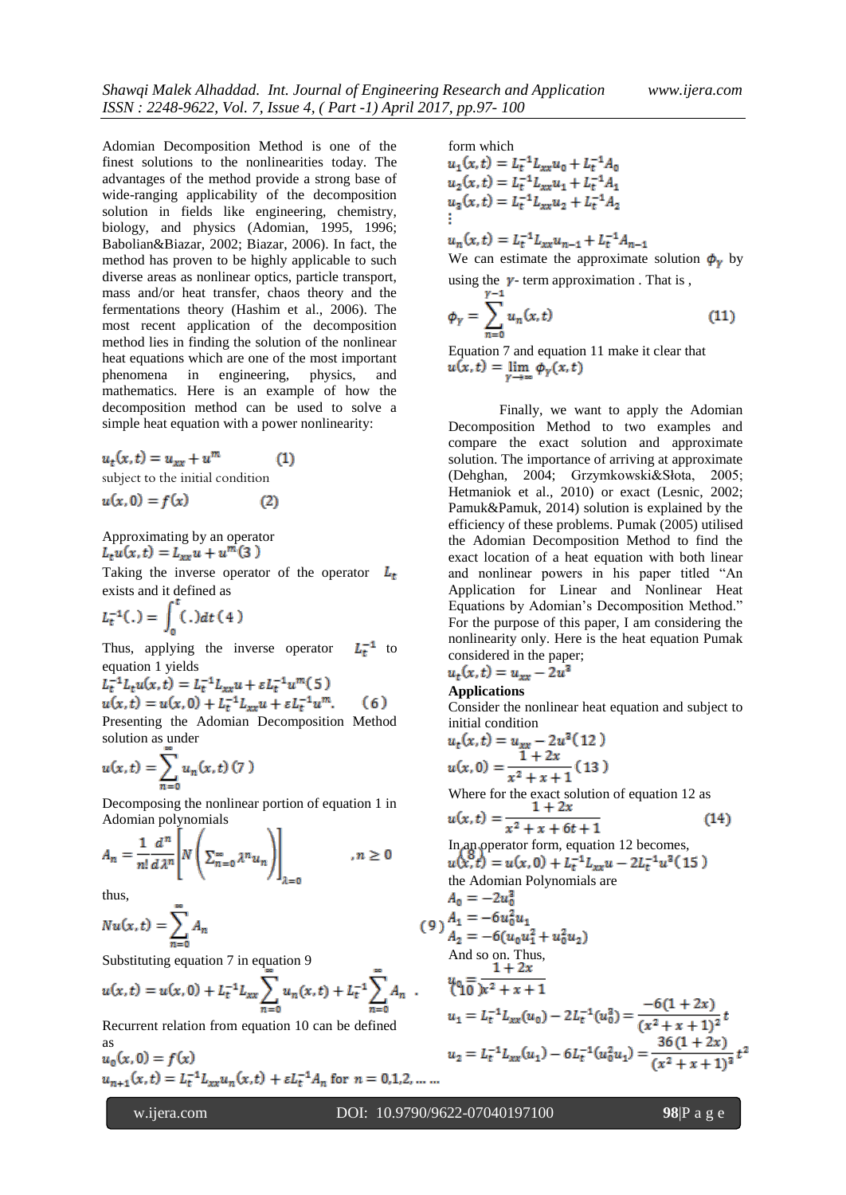Adomian Decomposition Method is one of the finest solutions to the nonlinearities today. The advantages of the method provide a strong base of wide-ranging applicability of the decomposition solution in fields like engineering, chemistry, biology, and physics (Adomian, 1995, 1996; Babolian&Biazar, 2002; Biazar, 2006). In fact, the method has proven to be highly applicable to such diverse areas as nonlinear optics, particle transport, mass and/or heat transfer, chaos theory and the fermentations theory (Hashim et al., 2006). The most recent application of the decomposition method lies in finding the solution of the nonlinear heat equations which are one of the most important phenomena in engineering, physics, and mathematics. Here is an example of how the decomposition method can be used to solve a simple heat equation with a power nonlinearity:

$$u_t(x,t) = u_{xx} + u^m \qquad (1)$$

subject to the initial condition

$$u(x,0) = f(x) \qquad (2)$$

Approximating by an operator

$$L_t u(x,t) = L_{xx} u + u^m (3)$$

Taking the inverse operator of the operator $L_t$ exists and it defined as

$$L_t^{-1}(.) = \int_0^t (.)dt \, (4)$$

Thus, applying the inverse operator $L_t^{-1}$ to equation 1 yields

$$L_t^{-1} L_t u(x,t) = L_t^{-1} L_{xx} u + \varepsilon L_t^{-1} u^m (5)$$

$$u(x,t) = u(x,0) + L_t^{-1} L_{xx} u + \varepsilon L_t^{-1} u^m. \qquad (6)$$

Presenting the Adomian Decomposition Method solution as under

$$u(x,t) = \sum_{n=0}^{\infty} u_n(x,t) \, (7)$$

Decomposing the nonlinear portion of equation 1 in Adomian polynomials

$$A_n = \frac{1}{n!}\frac{d^n}{d\lambda^n}\left[N\left(\sum_{n=0}^{\infty} \lambda^n u_n\right)\right]_{\lambda=0} \qquad , n \geq 0 \qquad (8)$$

thus,

$$Nu(x,t) = \sum_{n=0}^{\infty} A_n \qquad (9)$$

Substituting equation 7 in equation 9

$$u(x,t) = u(x,0) + L_t^{-1} L_{xx} \sum_{n=0}^{\infty} u_n(x,t) + L_t^{-1} \sum_{n=0}^{\infty} A_n \; . \qquad (10)$$

Recurrent relation from equation 10 can be defined as

$$u_0(x,0) = f(x)$$

$$u_{n+1}(x,t) = L_t^{-1} L_{xx} u_n(x,t) + \varepsilon L_t^{-1} A_n \text{ for } n = 0,1,2, \ldots \ldots$$

form which

$$u_1(x,t) = L_t^{-1} L_{xx} u_0 + L_t^{-1} A_0$$

$$u_2(x,t) = L_t^{-1} L_{xx} u_1 + L_t^{-1} A_1$$

$$u_3(x,t) = L_t^{-1} L_{xx} u_2 + L_t^{-1} A_2$$

$$\vdots$$

$$u_n(x,t) = L_t^{-1} L_{xx} u_{n-1} + L_t^{-1} A_{n-1}$$

We can estimate the approximate solution $\phi_\gamma$ by using the $\gamma$- term approximation . That is ,

$$\phi_\gamma = \sum_{n=0}^{\gamma-1} u_n(x,t) \qquad (11)$$

Equation 7 and equation 11 make it clear that

$$u(x,t) = \lim_{\gamma \to \infty} \phi_\gamma(x,t)$$

Finally, we want to apply the Adomian Decomposition Method to two examples and compare the exact solution and approximate solution. The importance of arriving at approximate (Dehghan, 2004; Grzymkowski&Słota, 2005; Hetmaniok et al., 2010) or exact (Lesnic, 2002; Pamuk&Pamuk, 2014) solution is explained by the efficiency of these problems. Pumak (2005) utilised the Adomian Decomposition Method to find the exact location of a heat equation with both linear and nonlinear powers in his paper titled "An Application for Linear and Nonlinear Heat Equations by Adomian's Decomposition Method." For the purpose of this paper, I am considering the nonlinearity only. Here is the heat equation Pumak considered in the paper;

$$u_t(x,t) = u_{xx} - 2u^3$$

**Applications**

Consider the nonlinear heat equation and subject to initial condition

$$u_t(x,t) = u_{xx} - 2u^3 (12)$$

$$u(x,0) = \frac{1+2x}{x^2+x+1} (13)$$

Where for the exact solution of equation 12 as

$$u(x,t) = \frac{1+2x}{x^2+x+6t+1} \qquad (14)$$

In an operator form, equation 12 becomes,

$$u(x,t) = u(x,0) + L_t^{-1} L_{xx} u - 2L_t^{-1} u^3 (15)$$

the Adomian Polynomials are

$$A_0 = -2u_0^3$$

$$A_1 = -6u_0^2 u_1$$

$$A_2 = -6(u_0 u_1^2 + u_0^2 u_2)$$

And so on. Thus,

$$u_0 = \frac{1+2x}{x^2+x+1}$$

$$u_1 = L_t^{-1} L_{xx}(u_0) - 2L_t^{-1}(u_0^3) = \frac{-6(1+2x)}{(x^2+x+1)^2} t$$

$$u_2 = L_t^{-1} L_{xx}(u_1) - 6L_t^{-1}(u_0^2 u_1) = \frac{36(1+2x)}{(x^2+x+1)^3} t^2$$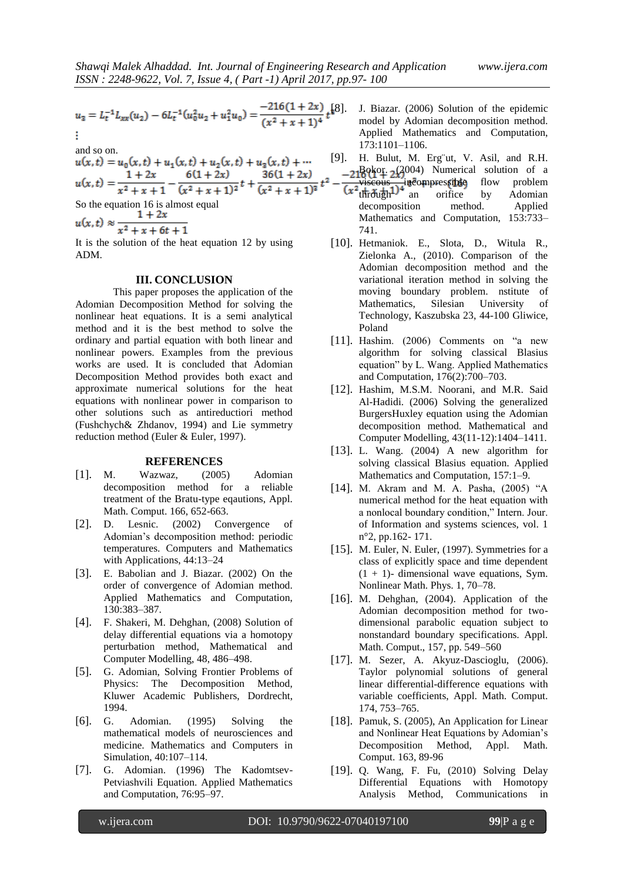$$u_3 = L_t^{-1}L_{xx}(u_2) - 6L_t^{-1}(u_0^2u_2 + u_1^2u_0) = \frac{-216(1+2x)}{(x^2+x+1)^4}t^3$$

⋮

and so on.

$$u(x,t) = u_0(x,t) + u_1(x,t) + u_2(x,t) + u_3(x,t) + \cdots$$

$$u(x,t) = \frac{1+2x}{x^2+x+1} - \frac{6(1+2x)}{(x^2+x+1)^2}t + \frac{36(1+2x)}{(x^2+x+1)^3}t^2 - \frac{216(1+2x)}{(x^2+x+1)^4}t^3 + \cdots \quad (16)$$

So the equation 16 is almost equal

$$u(x,t) \approx \frac{1+2x}{x^2+x+6t+1}$$

It is the solution of the heat equation 12 by using ADM.

## III. CONCLUSION

This paper proposes the application of the Adomian Decomposition Method for solving the nonlinear heat equations. It is a semi analytical method and it is the best method to solve the ordinary and partial equation with both linear and nonlinear powers. Examples from the previous works are used. It is concluded that Adomian Decomposition Method provides both exact and approximate numerical solutions for the heat equations with nonlinear power in comparison to other solutions such as antireductiori method (Fushchych& Zhdanov, 1994) and Lie symmetry reduction method (Euler & Euler, 1997).

## REFERENCES

[1]. M. Wazwaz, (2005) Adomian decomposition method for a reliable treatment of the Bratu-type eqautions, Appl. Math. Comput. 166, 652-663.

[2]. D. Lesnic. (2002) Convergence of Adomian's decomposition method: periodic temperatures. Computers and Mathematics with Applications, 44:13–24

[3]. E. Babolian and J. Biazar. (2002) On the order of convergence of Adomian method. Applied Mathematics and Computation, 130:383–387.

[4]. F. Shakeri, M. Dehghan, (2008) Solution of delay differential equations via a homotopy perturbation method, Mathematical and Computer Modelling, 48, 486–498.

[5]. G. Adomian, Solving Frontier Problems of Physics: The Decomposition Method, Kluwer Academic Publishers, Dordrecht, 1994.

[6]. G. Adomian. (1995) Solving the mathematical models of neurosciences and medicine. Mathematics and Computers in Simulation, 40:107–114.

[7]. G. Adomian. (1996) The Kadomtsev-Petviashvili Equation. Applied Mathematics and Computation, 76:95–97.

[8]. J. Biazar. (2006) Solution of the epidemic model by Adomian decomposition method. Applied Mathematics and Computation, 173:1101–1106.

[9]. H. Bulut, M. Erg¨ut, V. Asil, and R.H. Bokor. (2004) Numerical solution of a viscous incompressible flow problem through an orifice by Adomian decomposition method. Applied Mathematics and Computation, 153:733–741.

[10]. Hetmaniok. E., Slota, D., Witula R., Zielonka A., (2010). Comparison of the Adomian decomposition method and the variational iteration method in solving the moving boundary problem. nstitute of Mathematics, Silesian University of Technology, Kaszubska 23, 44-100 Gliwice, Poland

[11]. Hashim. (2006) Comments on "a new algorithm for solving classical Blasius equation" by L. Wang. Applied Mathematics and Computation, 176(2):700–703.

[12]. Hashim, M.S.M. Noorani, and M.R. Said Al-Hadidi. (2006) Solving the generalized BurgersHuxley equation using the Adomian decomposition method. Mathematical and Computer Modelling, 43(11-12):1404–1411.

[13]. L. Wang. (2004) A new algorithm for solving classical Blasius equation. Applied Mathematics and Computation, 157:1–9.

[14]. M. Akram and M. A. Pasha, (2005) "A numerical method for the heat equation with a nonlocal boundary condition," Intern. Jour. of Information and systems sciences, vol. 1 n°2, pp.162- 171.

[15]. M. Euler, N. Euler, (1997). Symmetries for a class of explicitly space and time dependent (1 + 1)- dimensional wave equations, Sym. Nonlinear Math. Phys. 1, 70–78.

[16]. M. Dehghan, (2004). Application of the Adomian decomposition method for two-dimensional parabolic equation subject to nonstandard boundary specifications. Appl. Math. Comput., 157, pp. 549–560

[17]. M. Sezer, A. Akyuz-Dascioglu, (2006). Taylor polynomial solutions of general linear differential-difference equations with variable coefficients, Appl. Math. Comput. 174, 753–765.

[18]. Pamuk, S. (2005), An Application for Linear and Nonlinear Heat Equations by Adomian's Decomposition Method, Appl. Math. Comput. 163, 89-96

[19]. Q. Wang, F. Fu, (2010) Solving Delay Differential Equations with Homotopy Analysis Method, Communications in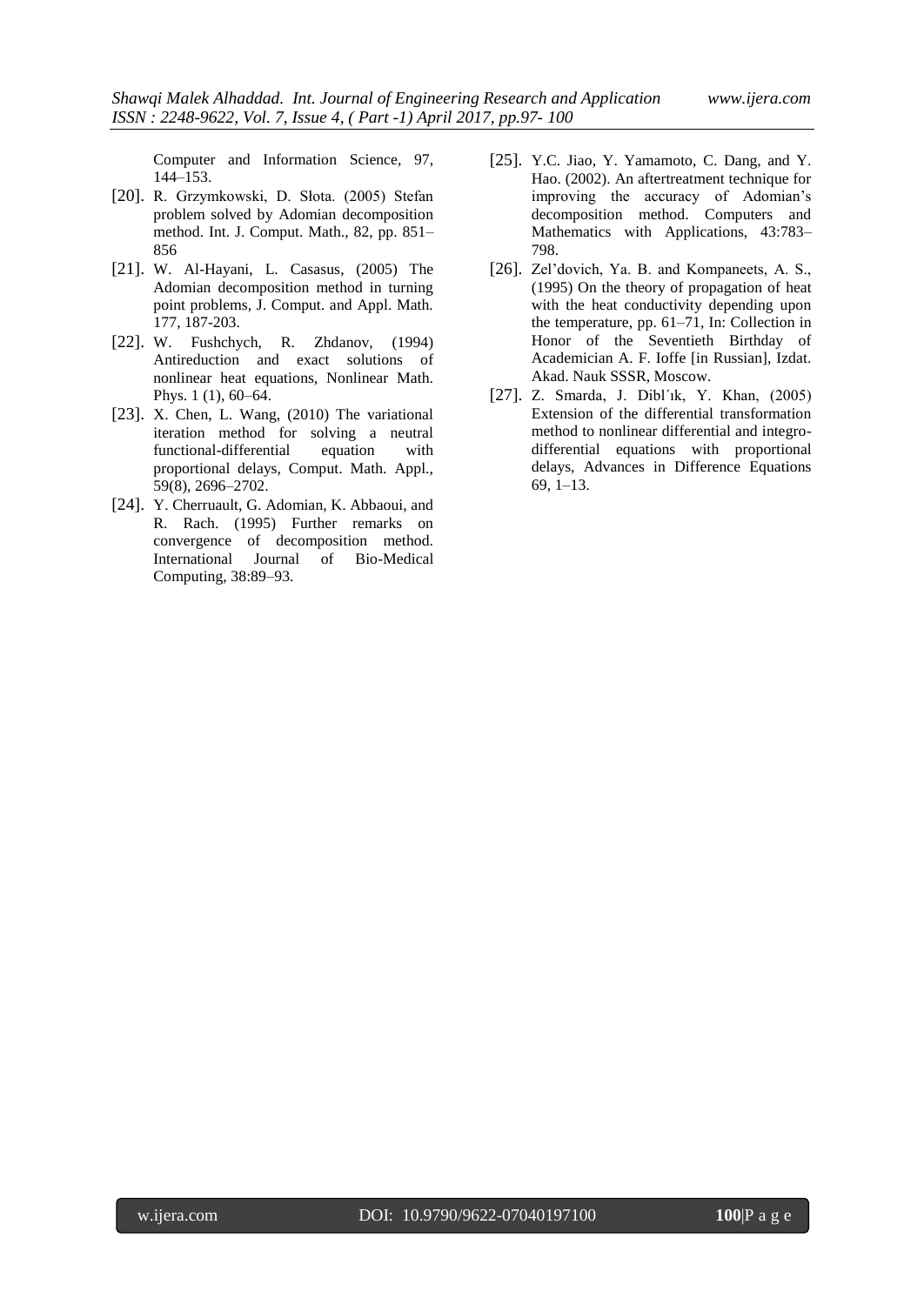Computer and Information Science, 97, 144–153.

[20]. R. Grzymkowski, D. Słota. (2005) Stefan problem solved by Adomian decomposition method. Int. J. Comput. Math., 82, pp. 851–856

[21]. W. Al-Hayani, L. Casasus, (2005) The Adomian decomposition method in turning point problems, J. Comput. and Appl. Math. 177, 187-203.

[22]. W. Fushchych, R. Zhdanov, (1994) Antireduction and exact solutions of nonlinear heat equations, Nonlinear Math. Phys. 1 (1), 60–64.

[23]. X. Chen, L. Wang, (2010) The variational iteration method for solving a neutral functional-differential equation with proportional delays, Comput. Math. Appl., 59(8), 2696–2702.

[24]. Y. Cherruault, G. Adomian, K. Abbaoui, and R. Rach. (1995) Further remarks on convergence of decomposition method. International Journal of Bio-Medical Computing, 38:89–93.

[25]. Y.C. Jiao, Y. Yamamoto, C. Dang, and Y. Hao. (2002). An aftertreatment technique for improving the accuracy of Adomian's decomposition method. Computers and Mathematics with Applications, 43:783–798.

[26]. Zel'dovich, Ya. B. and Kompaneets, A. S., (1995) On the theory of propagation of heat with the heat conductivity depending upon the temperature, pp. 61–71, In: Collection in Honor of the Seventieth Birthday of Academician A. F. Ioffe [in Russian], Izdat. Akad. Nauk SSSR, Moscow.

[27]. Z. Smarda, J. Dibl´ık, Y. Khan, (2005) Extension of the differential transformation method to nonlinear differential and integro-differential equations with proportional delays, Advances in Difference Equations 69, 1–13.